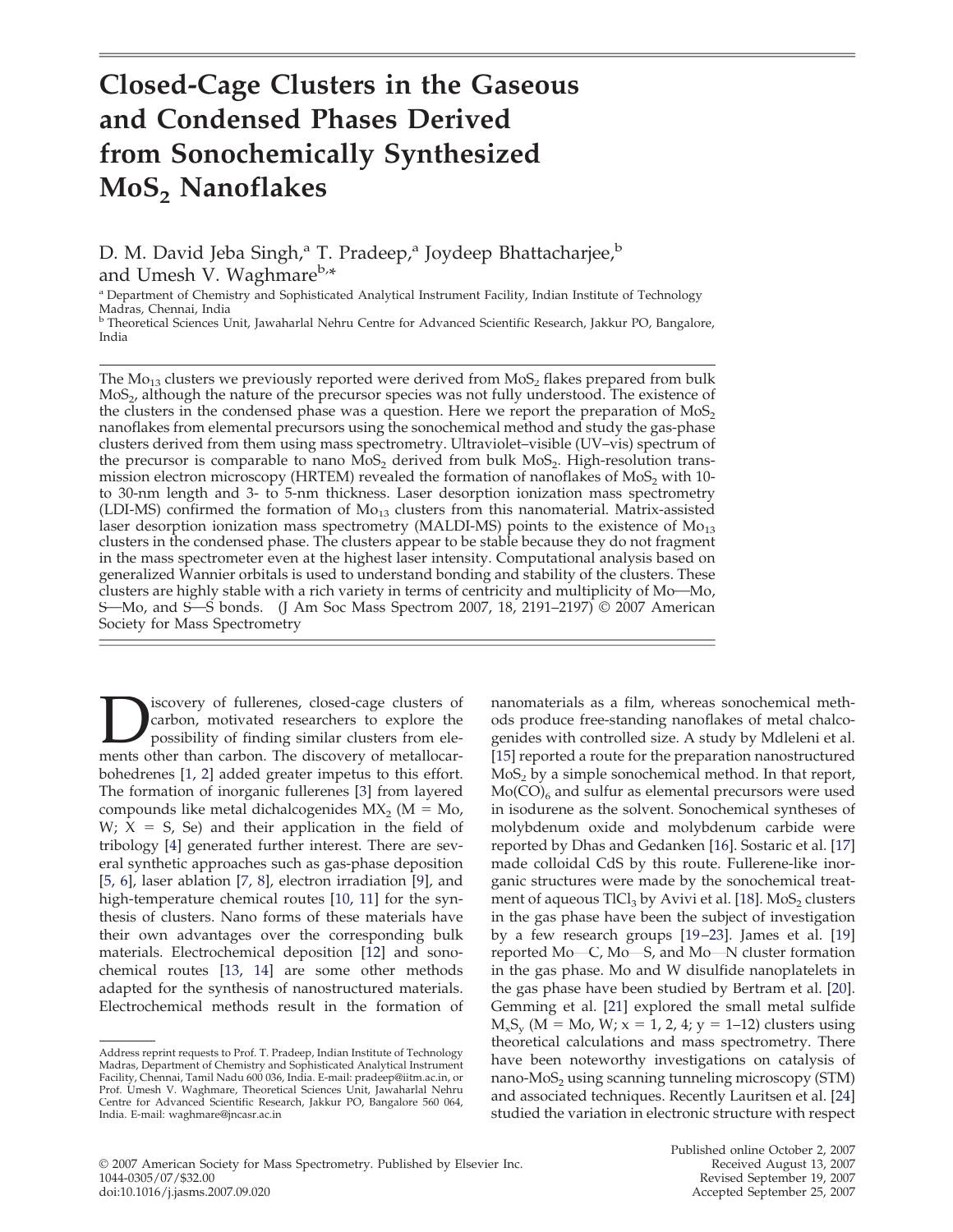# Closed-Cage Clusters in the Gaseous and Condensed Phases Derived from Sonochemically Synthesized $MoS_2$ Nanoflakes

D. M. David Jeba Singh,[a] T. Pradeep,[a] Joydeep Bhattacharjee,[b] and Umesh V. Waghmare[b,*]

[a] Department of Chemistry and Sophisticated Analytical Instrument Facility, Indian Institute of Technology Madras, Chennai, India

[b] Theoretical Sciences Unit, Jawaharlal Nehru Centre for Advanced Scientific Research, Jakkur PO, Bangalore, India

The $Mo_{13}$ clusters we previously reported were derived from $MoS_2$ flakes prepared from bulk $MoS_2$, although the nature of the precursor species was not fully understood. The existence of the clusters in the condensed phase was a question. Here we report the preparation of $MoS_2$ nanoflakes from elemental precursors using the sonochemical method and study the gas-phase clusters derived from them using mass spectrometry. Ultraviolet–visible (UV–vis) spectrum of the precursor is comparable to nano $MoS_2$ derived from bulk $MoS_2$. High-resolution transmission electron microscopy (HRTEM) revealed the formation of nanoflakes of $MoS_2$ with 10- to 30-nm length and 3- to 5-nm thickness. Laser desorption ionization mass spectrometry (LDI-MS) confirmed the formation of $Mo_{13}$ clusters from this nanomaterial. Matrix-assisted laser desorption ionization mass spectrometry (MALDI-MS) points to the existence of $Mo_{13}$ clusters in the condensed phase. The clusters appear to be stable because they do not fragment in the mass spectrometer even at the highest laser intensity. Computational analysis based on generalized Wannier orbitals is used to understand bonding and stability of the clusters. These clusters are highly stable with a rich variety in terms of centricity and multiplicity of Mo—Mo, S—Mo, and S—S bonds. (J Am Soc Mass Spectrom 2007, 18, 2191–2197) © 2007 American Society for Mass Spectrometry

Discovery of fullerenes, closed-cage clusters of carbon, motivated researchers to explore the possibility of finding similar clusters from elements other than carbon. The discovery of metallocarbohedrenes [1, 2] added greater impetus to this effort. The formation of inorganic fullerenes [3] from layered compounds like metal dichalcogenides $MX_2$ (M = Mo, W; X = S, Se) and their application in the field of tribology [4] generated further interest. There are several synthetic approaches such as gas-phase deposition [5, 6], laser ablation [7, 8], electron irradiation [9], and high-temperature chemical routes [10, 11] for the synthesis of clusters. Nano forms of these materials have their own advantages over the corresponding bulk materials. Electrochemical deposition [12] and sonochemical routes [13, 14] are some other methods adapted for the synthesis of nanostructured materials. Electrochemical methods result in the formation of nanomaterials as a film, whereas sonochemical methods produce free-standing nanoflakes of metal chalcogenides with controlled size. A study by Mdleleni et al. [15] reported a route for the preparation nanostructured $MoS_2$ by a simple sonochemical method. In that report, $Mo(CO)_6$ and sulfur as elemental precursors were used in isodurene as the solvent. Sonochemical syntheses of molybdenum oxide and molybdenum carbide were reported by Dhas and Gedanken [16]. Sostaric et al. [17] made colloidal CdS by this route. Fullerene-like inorganic structures were made by the sonochemical treatment of aqueous $TlCl_3$ by Avivi et al. [18]. $MoS_2$ clusters in the gas phase have been the subject of investigation by a few research groups [19–23]. James et al. [19] reported Mo—C, Mo—S, and Mo—N cluster formation in the gas phase. Mo and W disulfide nanoplatelets in the gas phase have been studied by Bertram et al. [20]. Gemming et al. [21] explored the small metal sulfide $M_xS_y$ (M = Mo, W; x = 1, 2, 4; y = 1–12) clusters using theoretical calculations and mass spectrometry. There have been noteworthy investigations on catalysis of nano-$MoS_2$ using scanning tunneling microscopy (STM) and associated techniques. Recently Lauritsen et al. [24] studied the variation in electronic structure with respect

Address reprint requests to Prof. T. Pradeep, Indian Institute of Technology Madras, Department of Chemistry and Sophisticated Analytical Instrument Facility, Chennai, Tamil Nadu 600 036, India. E-mail: pradeep@iitm.ac.in, or Prof. Umesh V. Waghmare, Theoretical Sciences Unit, Jawaharlal Nehru Centre for Advanced Scientific Research, Jakkur PO, Bangalore 560 064, India. E-mail: waghmare@jncasr.ac.in

© 2007 American Society for Mass Spectrometry. Published by Elsevier Inc.
1044-0305/07/$32.00
doi:10.1016/j.jasms.2007.09.020

Published online October 2, 2007
Received August 13, 2007
Revised September 19, 2007
Accepted September 25, 2007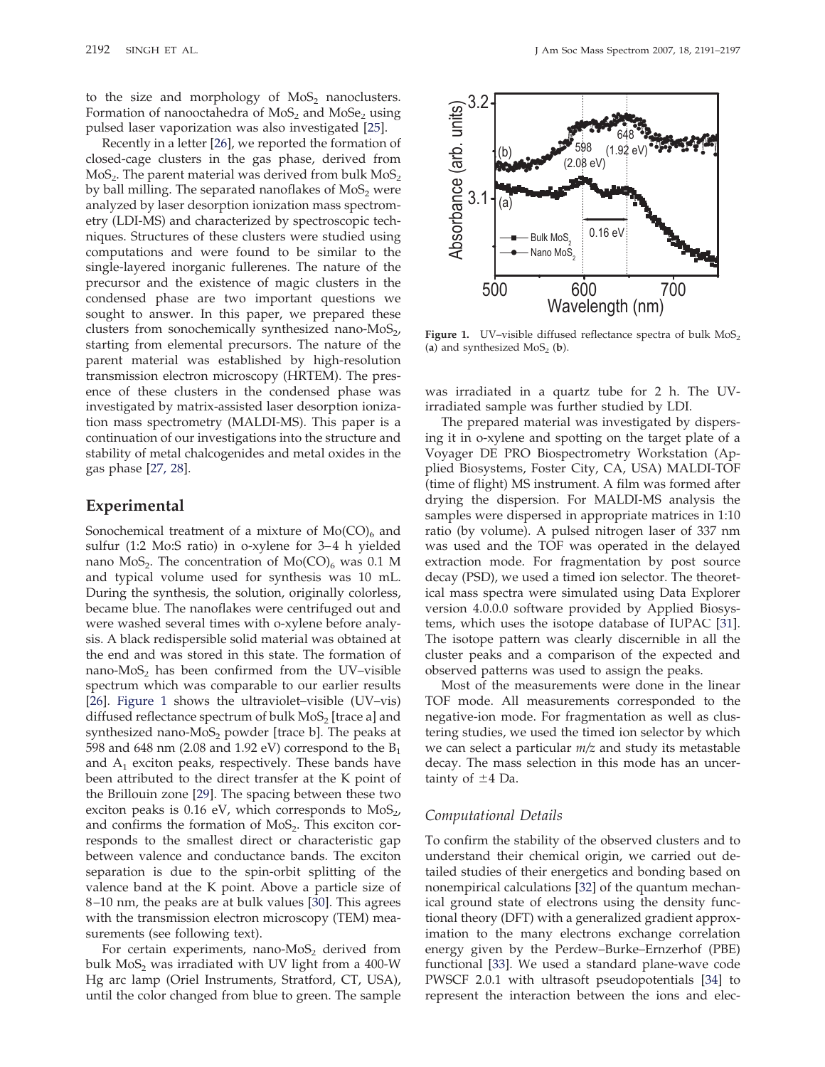to the size and morphology of $MoS_2$ nanoclusters. Formation of nanooctahedra of $MoS_2$ and $MoSe_2$ using pulsed laser vaporization was also investigated [25].

Recently in a letter [26], we reported the formation of closed-cage clusters in the gas phase, derived from $MoS_2$. The parent material was derived from bulk $MoS_2$ by ball milling. The separated nanoflakes of $MoS_2$ were analyzed by laser desorption ionization mass spectrometry (LDI-MS) and characterized by spectroscopic techniques. Structures of these clusters were studied using computations and were found to be similar to the single-layered inorganic fullerenes. The nature of the precursor and the existence of magic clusters in the condensed phase are two important questions we sought to answer. In this paper, we prepared these clusters from sonochemically synthesized nano-$MoS_2$, starting from elemental precursors. The nature of the parent material was established by high-resolution transmission electron microscopy (HRTEM). The presence of these clusters in the condensed phase was investigated by matrix-assisted laser desorption ionization mass spectrometry (MALDI-MS). This paper is a continuation of our investigations into the structure and stability of metal chalcogenides and metal oxides in the gas phase [27, 28].

## Experimental

Sonochemical treatment of a mixture of $Mo(CO)_6$ and sulfur (1:2 Mo:S ratio) in o-xylene for 3–4 h yielded nano $MoS_2$. The concentration of $Mo(CO)_6$ was 0.1 M and typical volume used for synthesis was 10 mL. During the synthesis, the solution, originally colorless, became blue. The nanoflakes were centrifuged out and were washed several times with o-xylene before analysis. A black redispersible solid material was obtained at the end and was stored in this state. The formation of nano-$MoS_2$ has been confirmed from the UV–visible spectrum which was comparable to our earlier results [26]. Figure 1 shows the ultraviolet–visible (UV–vis) diffused reflectance spectrum of bulk $MoS_2$ [trace a] and synthesized nano-$MoS_2$ powder [trace b]. The peaks at 598 and 648 nm (2.08 and 1.92 eV) correspond to the $B_1$ and $A_1$ exciton peaks, respectively. These bands have been attributed to the direct transfer at the K point of the Brillouin zone [29]. The spacing between these two exciton peaks is 0.16 eV, which corresponds to $MoS_2$, and confirms the formation of $MoS_2$. This exciton corresponds to the smallest direct or characteristic gap between valence and conductance bands. The exciton separation is due to the spin-orbit splitting of the valence band at the K point. Above a particle size of 8–10 nm, the peaks are at bulk values [30]. This agrees with the transmission electron microscopy (TEM) measurements (see following text).

For certain experiments, nano-$MoS_2$ derived from bulk $MoS_2$ was irradiated with UV light from a 400-W Hg arc lamp (Oriel Instruments, Stratford, CT, USA), until the color changed from blue to green. The sample was irradiated in a quartz tube for 2 h. The UV-irradiated sample was further studied by LDI.

**Figure 1.** UV–visible diffused reflectance spectra of bulk $MoS_2$ (**a**) and synthesized $MoS_2$ (**b**).

The prepared material was investigated by dispersing it in o-xylene and spotting on the target plate of a Voyager DE PRO Biospectrometry Workstation (Applied Biosystems, Foster City, CA, USA) MALDI-TOF (time of flight) MS instrument. A film was formed after drying the dispersion. For MALDI-MS analysis the samples were dispersed in appropriate matrices in 1:10 ratio (by volume). A pulsed nitrogen laser of 337 nm was used and the TOF was operated in the delayed extraction mode. For fragmentation by post source decay (PSD), we used a timed ion selector. The theoretical mass spectra were simulated using Data Explorer version 4.0.0.0 software provided by Applied Biosystems, which uses the isotope database of IUPAC [31]. The isotope pattern was clearly discernible in all the cluster peaks and a comparison of the expected and observed patterns was used to assign the peaks.

Most of the measurements were done in the linear TOF mode. All measurements corresponded to the negative-ion mode. For fragmentation as well as clustering studies, we used the timed ion selector by which we can select a particular *m/z* and study its metastable decay. The mass selection in this mode has an uncertainty of ±4 Da.

### Computational Details

To confirm the stability of the observed clusters and to understand their chemical origin, we carried out detailed studies of their energetics and bonding based on nonempirical calculations [32] of the quantum mechanical ground state of electrons using the density functional theory (DFT) with a generalized gradient approximation to the many electrons exchange correlation energy given by the Perdew–Burke–Ernzerhof (PBE) functional [33]. We used a standard plane-wave code PWSCF 2.0.1 with ultrasoft pseudopotentials [34] to represent the interaction between the ions and elec-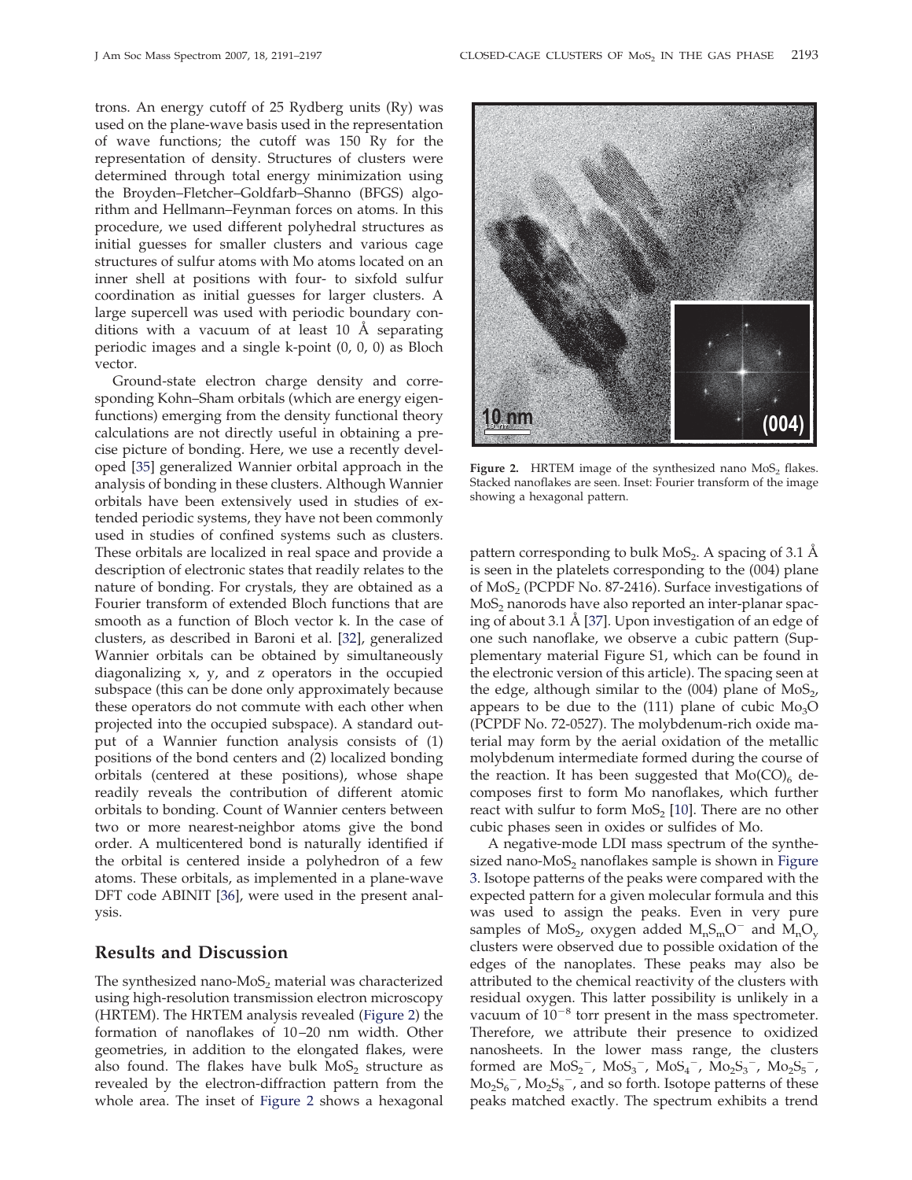trons. An energy cutoff of 25 Rydberg units (Ry) was used on the plane-wave basis used in the representation of wave functions; the cutoff was 150 Ry for the representation of density. Structures of clusters were determined through total energy minimization using the Broyden–Fletcher–Goldfarb–Shanno (BFGS) algorithm and Hellmann–Feynman forces on atoms. In this procedure, we used different polyhedral structures as initial guesses for smaller clusters and various cage structures of sulfur atoms with Mo atoms located on an inner shell at positions with four- to sixfold sulfur coordination as initial guesses for larger clusters. A large supercell was used with periodic boundary conditions with a vacuum of at least 10 Å separating periodic images and a single k-point (0, 0, 0) as Bloch vector.

Ground-state electron charge density and corresponding Kohn–Sham orbitals (which are energy eigenfunctions) emerging from the density functional theory calculations are not directly useful in obtaining a precise picture of bonding. Here, we use a recently developed [35] generalized Wannier orbital approach in the analysis of bonding in these clusters. Although Wannier orbitals have been extensively used in studies of extended periodic systems, they have not been commonly used in studies of confined systems such as clusters. These orbitals are localized in real space and provide a description of electronic states that readily relates to the nature of bonding. For crystals, they are obtained as a Fourier transform of extended Bloch functions that are smooth as a function of Bloch vector k. In the case of clusters, as described in Baroni et al. [32], generalized Wannier orbitals can be obtained by simultaneously diagonalizing x, y, and z operators in the occupied subspace (this can be done only approximately because these operators do not commute with each other when projected into the occupied subspace). A standard output of a Wannier function analysis consists of (1) positions of the bond centers and (2) localized bonding orbitals (centered at these positions), whose shape readily reveals the contribution of different atomic orbitals to bonding. Count of Wannier centers between two or more nearest-neighbor atoms give the bond order. A multicentered bond is naturally identified if the orbital is centered inside a polyhedron of a few atoms. These orbitals, as implemented in a plane-wave DFT code ABINIT [36], were used in the present analysis.

## Results and Discussion

The synthesized nano-$MoS_2$ material was characterized using high-resolution transmission electron microscopy (HRTEM). The HRTEM analysis revealed (Figure 2) the formation of nanoflakes of 10–20 nm width. Other geometries, in addition to the elongated flakes, were also found. The flakes have bulk $MoS_2$ structure as revealed by the electron-diffraction pattern from the whole area. The inset of Figure 2 shows a hexagonal pattern corresponding to bulk $MoS_2$. A spacing of 3.1 Å is seen in the platelets corresponding to the (004) plane of $MoS_2$ (PCPDF No. 87-2416). Surface investigations of $MoS_2$ nanorods have also reported an inter-planar spacing of about 3.1 Å [37]. Upon investigation of an edge of one such nanoflake, we observe a cubic pattern (Supplementary material Figure S1, which can be found in the electronic version of this article). The spacing seen at the edge, although similar to the (004) plane of $MoS_2$, appears to be due to the (111) plane of cubic $Mo_3O$ (PCPDF No. 72-0527). The molybdenum-rich oxide material may form by the aerial oxidation of the metallic molybdenum intermediate formed during the course of the reaction. It has been suggested that $Mo(CO)_6$ decomposes first to form Mo nanoflakes, which further react with sulfur to form $MoS_2$ [10]. There are no other cubic phases seen in oxides or sulfides of Mo.

Figure 2. HRTEM image of the synthesized nano $MoS_2$ flakes. Stacked nanoflakes are seen. Inset: Fourier transform of the image showing a hexagonal pattern.

A negative-mode LDI mass spectrum of the synthesized nano-$MoS_2$ nanoflakes sample is shown in Figure 3. Isotope patterns of the peaks were compared with the expected pattern for a given molecular formula and this was used to assign the peaks. Even in very pure samples of $MoS_2$, oxygen added $M_nS_mO^-$ and $M_nO_y$ clusters were observed due to possible oxidation of the edges of the nanoplates. These peaks may also be attributed to the chemical reactivity of the clusters with residual oxygen. This latter possibility is unlikely in a vacuum of $10^{-8}$ torr present in the mass spectrometer. Therefore, we attribute their presence to oxidized nanosheets. In the lower mass range, the clusters formed are $MoS_2^-$, $MoS_3^-$, $MoS_4^-$, $Mo_2S_3^-$, $Mo_2S_5^-$, $Mo_2S_6^-$, $Mo_2S_8^-$, and so forth. Isotope patterns of these peaks matched exactly. The spectrum exhibits a trend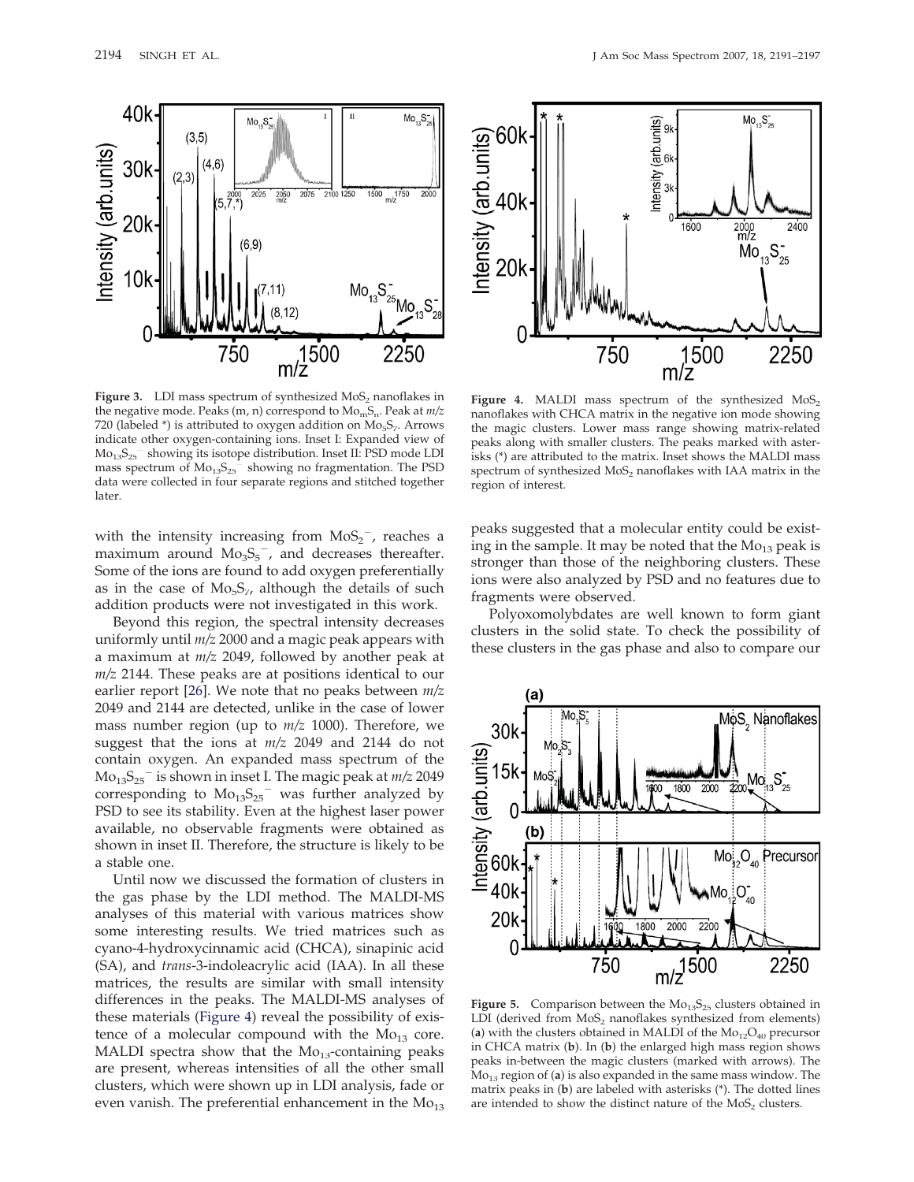**Figure 3.** LDI mass spectrum of synthesized $MoS_2$ nanoflakes in the negative mode. Peaks (m, n) correspond to $Mo_mS_n$. Peak at *m/z* 720 (labeled *) is attributed to oxygen addition on $Mo_5S_7$. Arrows indicate other oxygen-containing ions. Inset I: Expanded view of $Mo_{13}S_{25}^-$ showing its isotope distribution. Inset II: PSD mode LDI mass spectrum of $Mo_{13}S_{25}^-$ showing no fragmentation. The PSD data were collected in four separate regions and stitched together later.

**Figure 4.** MALDI mass spectrum of the synthesized $MoS_2$ nanoflakes with CHCA matrix in the negative ion mode showing the magic clusters. Lower mass range showing matrix-related peaks along with smaller clusters. The peaks marked with asterisks (*) are attributed to the matrix. Inset shows the MALDI mass spectrum of synthesized $MoS_2$ nanoflakes with IAA matrix in the region of interest.

with the intensity increasing from $MoS_2^-$, reaches a maximum around $Mo_3S_5^-$, and decreases thereafter. Some of the ions are found to add oxygen preferentially as in the case of $Mo_5S_7$, although the details of such addition products were not investigated in this work.

Beyond this region, the spectral intensity decreases uniformly until *m/z* 2000 and a magic peak appears with a maximum at *m/z* 2049, followed by another peak at *m/z* 2144. These peaks are at positions identical to our earlier report [26]. We note that no peaks between *m/z* 2049 and 2144 are detected, unlike in the case of lower mass number region (up to *m/z* 1000). Therefore, we suggest that the ions at *m/z* 2049 and 2144 do not contain oxygen. An expanded mass spectrum of the $Mo_{13}S_{25}^-$ is shown in inset I. The magic peak at *m/z* 2049 corresponding to $Mo_{13}S_{25}^-$ was further analyzed by PSD to see its stability. Even at the highest laser power available, no observable fragments were obtained as shown in inset II. Therefore, the structure is likely to be a stable one.

Until now we discussed the formation of clusters in the gas phase by the LDI method. The MALDI-MS analyses of this material with various matrices show some interesting results. We tried matrices such as cyano-4-hydroxycinnamic acid (CHCA), sinapinic acid (SA), and *trans*-3-indoleacrylic acid (IAA). In all these matrices, the results are similar with small intensity differences in the peaks. The MALDI-MS analyses of these materials (Figure 4) reveal the possibility of existence of a molecular compound with the $Mo_{13}$ core. MALDI spectra show that the $Mo_{13}$-containing peaks are present, whereas intensities of all the other small clusters, which were shown up in LDI analysis, fade or even vanish. The preferential enhancement in the $Mo_{13}$ peaks suggested that a molecular entity could be existing in the sample. It may be noted that the $Mo_{13}$ peak is stronger than those of the neighboring clusters. These ions were also analyzed by PSD and no features due to fragments were observed.

Polyoxomolybdates are well known to form giant clusters in the solid state. To check the possibility of these clusters in the gas phase and also to compare our

**Figure 5.** Comparison between the $Mo_{13}S_{25}$ clusters obtained in LDI (derived from $MoS_2$ nanoflakes synthesized from elements) (**a**) with the clusters obtained in MALDI of the $Mo_{12}O_{40}$ precursor in CHCA matrix (**b**). In (**b**) the enlarged high mass region shows peaks in-between the magic clusters (marked with arrows). The $Mo_{13}$ region of (**a**) is also expanded in the same mass window. The matrix peaks in (**b**) are labeled with asterisks (*). The dotted lines are intended to show the distinct nature of the $MoS_2$ clusters.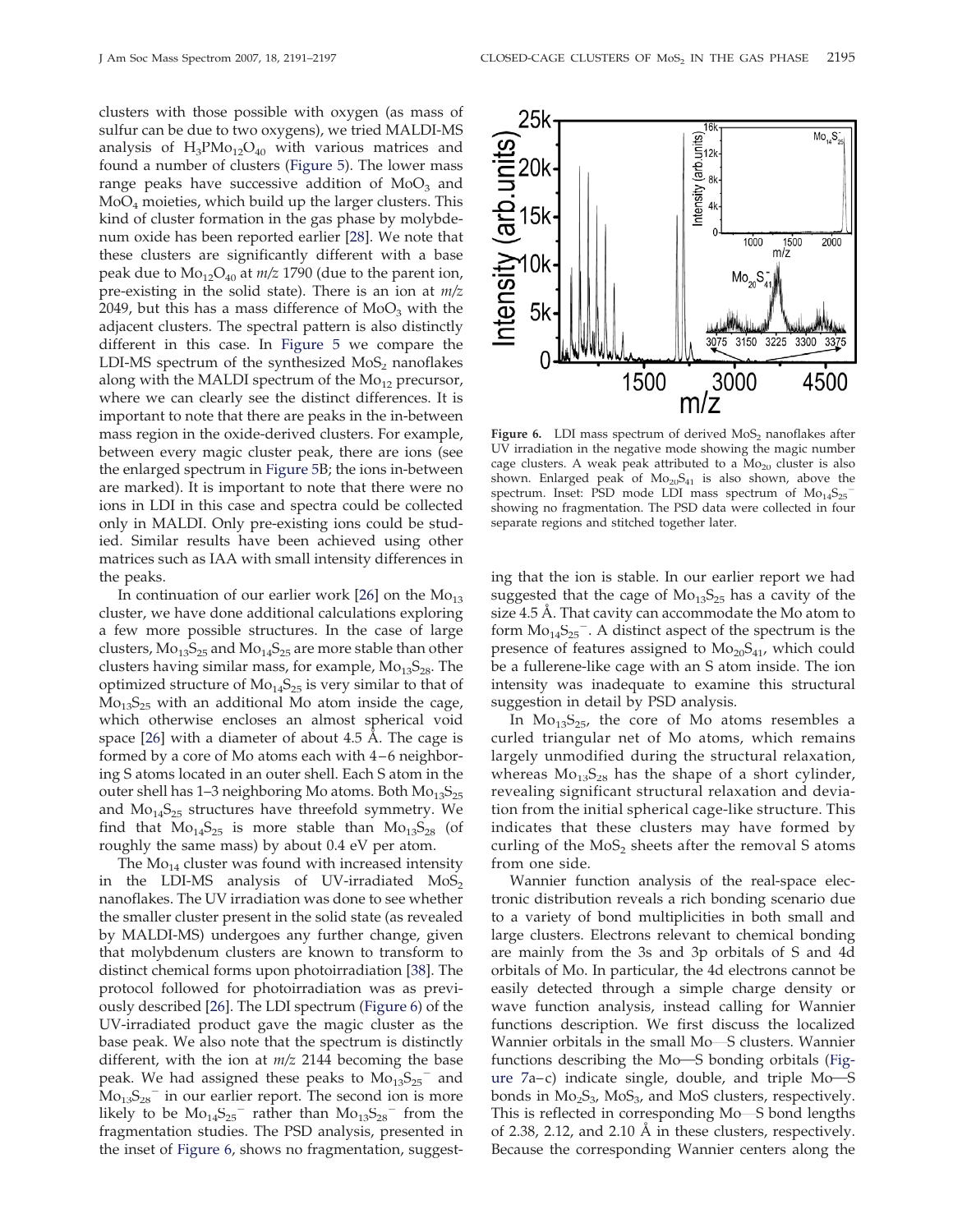clusters with those possible with oxygen (as mass of sulfur can be due to two oxygens), we tried MALDI-MS analysis of $H_3PMo_{12}O_{40}$ with various matrices and found a number of clusters (Figure 5). The lower mass range peaks have successive addition of $MoO_3$ and $MoO_4$ moieties, which build up the larger clusters. This kind of cluster formation in the gas phase by molybdenum oxide has been reported earlier [28]. We note that these clusters are significantly different with a base peak due to $Mo_{12}O_{40}$ at *m/z* 1790 (due to the parent ion, pre-existing in the solid state). There is an ion at *m/z* 2049, but this has a mass difference of $MoO_3$ with the adjacent clusters. The spectral pattern is also distinctly different in this case. In Figure 5 we compare the LDI-MS spectrum of the synthesized $MoS_2$ nanoflakes along with the MALDI spectrum of the $Mo_{12}$ precursor, where we can clearly see the distinct differences. It is important to note that there are peaks in the in-between mass region in the oxide-derived clusters. For example, between every magic cluster peak, there are ions (see the enlarged spectrum in Figure 5B; the ions in-between are marked). It is important to note that there were no ions in LDI in this case and spectra could be collected only in MALDI. Only pre-existing ions could be studied. Similar results have been achieved using other matrices such as IAA with small intensity differences in the peaks.

In continuation of our earlier work [26] on the $Mo_{13}$ cluster, we have done additional calculations exploring a few more possible structures. In the case of large clusters, $Mo_{13}S_{25}$ and $Mo_{14}S_{25}$ are more stable than other clusters having similar mass, for example, $Mo_{13}S_{28}$. The optimized structure of $Mo_{14}S_{25}$ is very similar to that of $Mo_{13}S_{25}$ with an additional Mo atom inside the cage, which otherwise encloses an almost spherical void space [26] with a diameter of about 4.5 Å. The cage is formed by a core of Mo atoms each with 4–6 neighboring S atoms located in an outer shell. Each S atom in the outer shell has 1–3 neighboring Mo atoms. Both $Mo_{13}S_{25}$ and $Mo_{14}S_{25}$ structures have threefold symmetry. We find that $Mo_{14}S_{25}$ is more stable than $Mo_{13}S_{28}$ (of roughly the same mass) by about 0.4 eV per atom.

The $Mo_{14}$ cluster was found with increased intensity in the LDI-MS analysis of UV-irradiated $MoS_2$ nanoflakes. The UV irradiation was done to see whether the smaller cluster present in the solid state (as revealed by MALDI-MS) undergoes any further change, given that molybdenum clusters are known to transform to distinct chemical forms upon photoirradiation [38]. The protocol followed for photoirradiation was as previously described [26]. The LDI spectrum (Figure 6) of the UV-irradiated product gave the magic cluster as the base peak. We also note that the spectrum is distinctly different, with the ion at *m/z* 2144 becoming the base peak. We had assigned these peaks to $Mo_{13}S_{25}^-$ and $Mo_{13}S_{28}^-$ in our earlier report. The second ion is more likely to be $Mo_{14}S_{25}^-$ rather than $Mo_{13}S_{28}^-$ from the fragmentation studies. The PSD analysis, presented in the inset of Figure 6, shows no fragmentation, suggesting that the ion is stable. In our earlier report we had suggested that the cage of $Mo_{13}S_{25}$ has a cavity of the size 4.5 Å. That cavity can accommodate the Mo atom to form $Mo_{14}S_{25}^-$. A distinct aspect of the spectrum is the presence of features assigned to $Mo_{20}S_{41}$, which could be a fullerene-like cage with an S atom inside. The ion intensity was inadequate to examine this structural suggestion in detail by PSD analysis.

**Figure 6.** LDI mass spectrum of derived $MoS_2$ nanoflakes after UV irradiation in the negative mode showing the magic number cage clusters. A weak peak attributed to a $Mo_{20}$ cluster is also shown. Enlarged peak of $Mo_{20}S_{41}$ is also shown, above the spectrum. Inset: PSD mode LDI mass spectrum of $Mo_{14}S_{25}^-$ showing no fragmentation. The PSD data were collected in four separate regions and stitched together later.

In $Mo_{13}S_{25}$, the core of Mo atoms resembles a curled triangular net of Mo atoms, which remains largely unmodified during the structural relaxation, whereas $Mo_{13}S_{28}$ has the shape of a short cylinder, revealing significant structural relaxation and deviation from the initial spherical cage-like structure. This indicates that these clusters may have formed by curling of the $MoS_2$ sheets after the removal S atoms from one side.

Wannier function analysis of the real-space electronic distribution reveals a rich bonding scenario due to a variety of bond multiplicities in both small and large clusters. Electrons relevant to chemical bonding are mainly from the 3s and 3p orbitals of S and 4d orbitals of Mo. In particular, the 4d electrons cannot be easily detected through a simple charge density or wave function analysis, instead calling for Wannier functions description. We first discuss the localized Wannier orbitals in the small Mo—S clusters. Wannier functions describing the Mo—S bonding orbitals (Figure 7a–c) indicate single, double, and triple Mo—S bonds in $Mo_2S_3$, $MoS_3$, and MoS clusters, respectively. This is reflected in corresponding Mo—S bond lengths of 2.38, 2.12, and 2.10 Å in these clusters, respectively. Because the corresponding Wannier centers along the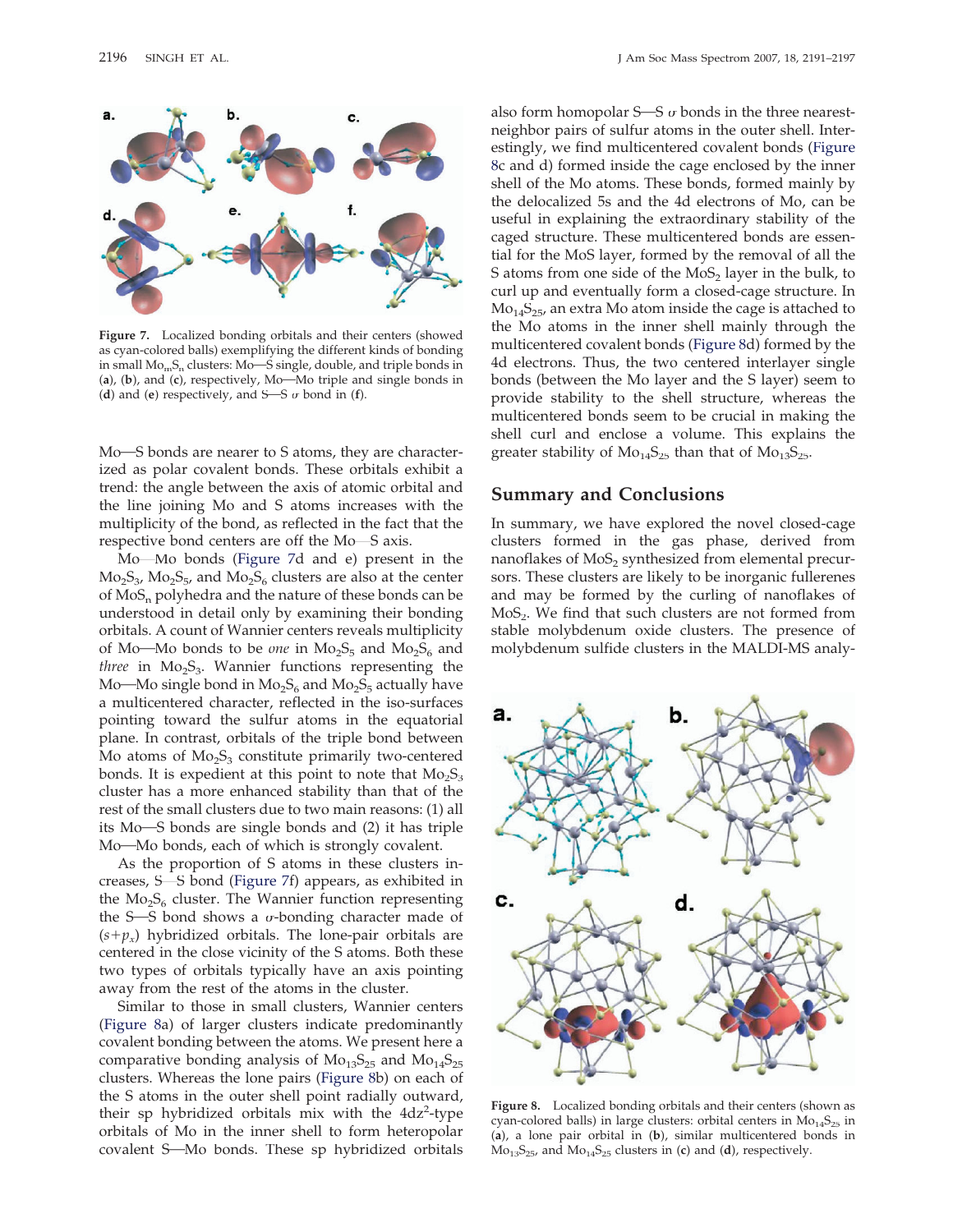Figure 7. Localized bonding orbitals and their centers (showed as cyan-colored balls) exemplifying the different kinds of bonding in small $Mo_mS_n$ clusters: Mo—S single, double, and triple bonds in (**a**), (**b**), and (**c**), respectively, Mo—Mo triple and single bonds in (**d**) and (**e**) respectively, and S—S $\sigma$ bond in (**f**).

Mo—S bonds are nearer to S atoms, they are characterized as polar covalent bonds. These orbitals exhibit a trend: the angle between the axis of atomic orbital and the line joining Mo and S atoms increases with the multiplicity of the bond, as reflected in the fact that the respective bond centers are off the Mo—S axis.

Mo—Mo bonds (Figure 7d and e) present in the $Mo_2S_3$, $Mo_2S_5$, and $Mo_2S_6$ clusters are also at the center of $MoS_n$ polyhedra and the nature of these bonds can be understood in detail only by examining their bonding orbitals. A count of Wannier centers reveals multiplicity of Mo—Mo bonds to be *one* in $Mo_2S_5$ and $Mo_2S_6$ and *three* in $Mo_2S_3$. Wannier functions representing the Mo—Mo single bond in $Mo_2S_6$ and $Mo_2S_5$ actually have a multicentered character, reflected in the iso-surfaces pointing toward the sulfur atoms in the equatorial plane. In contrast, orbitals of the triple bond between Mo atoms of $Mo_2S_3$ constitute primarily two-centered bonds. It is expedient at this point to note that $Mo_2S_3$ cluster has a more enhanced stability than that of the rest of the small clusters due to two main reasons: (1) all its Mo—S bonds are single bonds and (2) it has triple Mo—Mo bonds, each of which is strongly covalent.

As the proportion of S atoms in these clusters increases, S—S bond (Figure 7f) appears, as exhibited in the $Mo_2S_6$ cluster. The Wannier function representing the S—S bond shows a $\sigma$-bonding character made of $(s+p_x)$ hybridized orbitals. The lone-pair orbitals are centered in the close vicinity of the S atoms. Both these two types of orbitals typically have an axis pointing away from the rest of the atoms in the cluster.

Similar to those in small clusters, Wannier centers (Figure 8a) of larger clusters indicate predominantly covalent bonding between the atoms. We present here a comparative bonding analysis of $Mo_{13}S_{25}$ and $Mo_{14}S_{25}$ clusters. Whereas the lone pairs (Figure 8b) on each of the S atoms in the outer shell point radially outward, their sp hybridized orbitals mix with the $4dz^2$-type orbitals of Mo in the inner shell to form heteropolar covalent S—Mo bonds. These sp hybridized orbitals also form homopolar S—S $\sigma$ bonds in the three nearest-neighbor pairs of sulfur atoms in the outer shell. Interestingly, we find multicentered covalent bonds (Figure 8c and d) formed inside the cage enclosed by the inner shell of the Mo atoms. These bonds, formed mainly by the delocalized 5s and the 4d electrons of Mo, can be useful in explaining the extraordinary stability of the caged structure. These multicentered bonds are essential for the MoS layer, formed by the removal of all the S atoms from one side of the $MoS_2$ layer in the bulk, to curl up and eventually form a closed-cage structure. In $Mo_{14}S_{25}$, an extra Mo atom inside the cage is attached to the Mo atoms in the inner shell mainly through the multicentered covalent bonds (Figure 8d) formed by the 4d electrons. Thus, the two centered interlayer single bonds (between the Mo layer and the S layer) seem to provide stability to the shell structure, whereas the multicentered bonds seem to be crucial in making the shell curl and enclose a volume. This explains the greater stability of $Mo_{14}S_{25}$ than that of $Mo_{13}S_{25}$.

## Summary and Conclusions

In summary, we have explored the novel closed-cage clusters formed in the gas phase, derived from nanoflakes of $MoS_2$ synthesized from elemental precursors. These clusters are likely to be inorganic fullerenes and may be formed by the curling of nanoflakes of $MoS_2$. We find that such clusters are not formed from stable molybdenum oxide clusters. The presence of molybdenum sulfide clusters in the MALDI-MS analy-

Figure 8. Localized bonding orbitals and their centers (shown as cyan-colored balls) in large clusters: orbital centers in $Mo_{14}S_{25}$ in (**a**), a lone pair orbital in (**b**), similar multicentered bonds in $Mo_{13}S_{25}$, and $Mo_{14}S_{25}$ clusters in (**c**) and (**d**), respectively.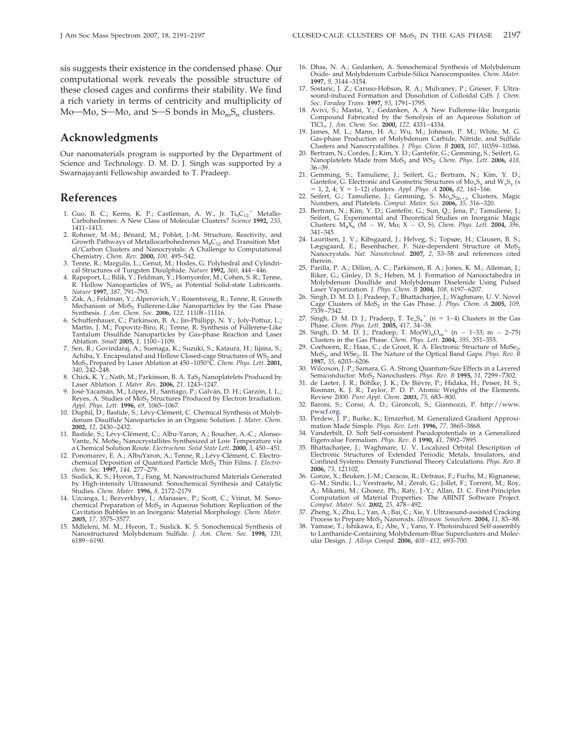sis suggests their existence in the condensed phase. Our computational work reveals the possible structure of these closed cages and confirms their stability. We find a rich variety in terms of centricity and multiplicity of Mo—Mo, S—Mo, and S—S bonds in $Mo_mS_n$ clusters.

## Acknowledgments

Our nanomaterials program is supported by the Department of Science and Technology. D. M. D. J. Singh was supported by a Swarnajayanti Fellowship awarded to T. Pradeep.

## References

1. Guo, B. C.; Kerns, K. P.; Castleman, A. W., Jr. $Ti_8C_{12}^+$ Metallo-Carbohedrenes: A New Class of Molecular Clusters? *Science* **1992,** *255,* 1411–1413.
2. Rohmer, M.-M.; Bénard, M.; Poblet, J.-M. Structure, Reactivity, and Growth Pathways of Metallocarbohedrenes $M_8C_{12}$ and Transition Metal/Carbon Clusters and Nanocrystals: A Challenge to Computational Chemistry. *Chem. Rev.* **2000,** *100,* 495–542.
3. Tenne, R.; Margulis, L.; Genut, M.; Hodes, G. Polyhedral and Cylindrical Structures of Tungsten Disulphide. *Nature* **1992,** *360,* 444–446.
4. Rapoport, L.; Bilik, Y.; Feldman, Y.; Homyonfer, M.; Cohen, S. R.; Tenne, R. Hollow Nanoparticles of $WS_2$ as Potential Solid-state Lubricants. *Nature* **1997,** *387,* 791–793.
5. Zak, A.; Feldman, Y.; Alperovich, V.; Rosentsveig, R.; Tenne, R. Growth Mechanism of $MoS_2$ Fullerene-Like Nanoparticles by the Gas Phase Synthesis. *J. Am. Chem. Soc.* **2006,** *122,* 11108–11116.
6. Schuffenhauer, C.; Parkinson, B. A.; Jin-Phillipp, N. Y.; Joly-Pottuz, L.; Martin, J. M.; Popovitz-Biro, R.; Tenne, R. Synthesis of Fullerene-Like Tantalum Disulfide Nanoparticles by Gas-phase Reaction and Laser Ablation. *Small* **2005,** *1,* 1100–1109.
7. Sen, R.; Govindaraj, A.; Suenaga, K.; Suzuki, S.; Kataura, H.; Iijima, S.; Achiba, Y. Encapsulated and Hollow Closed-cage Structures of $WS_2$ and $MoS_2$ Prepared by Laser Ablation at 450–1050°C. *Chem. Phys. Lett.* **2001,** *340,* 242–248.
8. Chick, K. Y.; Nath, M.; Parkinson, B. A. $TaS_2$ Nanoplatelets Produced by Laser Ablation. *J. Mater. Res.* **2006,** *21,* 1243–1247.
9. José-Yacamán, M.; López, H.; Santiago, P.; Galván, D. H.; Garzón, I. L.; Reyes, A. Studies of $MoS_2$ Structures Produced by Electron Irradiation. *Appl. Phys. Lett.* **1996,** *69,* 1065–1067.
10. Duphil, D.; Bastide, S.; Lévy-Clément, C. Chemical Synthesis of Molybdenum Disulfide Nanoparticles in an Organic Solution. *J. Mater. Chem.* **2002,** *12,* 2430–2432.
11. Bastide, S.; Lévy-Clément, C.; Albu-Yaron, A.; Boucher, A.-C.; Alonso-Vante, N. $MoSe_2$ Nanocrystallites Synthesized at Low Temperature via a Chemical Solution Route. *Electrochem. Solid State Lett.* **2000,** *3,* 450–451.
12. Ponomarev, E. A.; AlbuYaron, A.; Tenne, R.; Lévy-Clément, C. Electrochemical Deposition of Quantized Particle $MoS_2$ Thin Films. *J. Electrochem. Soc.* **1997,** *144,* 277–279.
13. Suslick, K. S.; Hyeon, T.; Fang, M. Nanostructured Materials Generated by High-intensity Ultrasound: Sonochemical Synthesis and Catalytic Studies. *Chem. Mater.* **1996,** *8,* 2172–2179.
14. Uzcanga, I.; Bezverkhyy, I.; Afanasiev, P.; Scott, C.; Vrinat, M. Sonochemical Preparation of $MoS_2$ in Aqueous Solution: Replication of the Cavitation Bubbles in an Inorganic Material Morphology. *Chem. Mater.* **2005,** *17,* 3575–3577.
15. Mdleleni, M. M.; Hyeon, T.; Suslick. K. S. Sonochemical Synthesis of Nanostructured Molybdenum Sulfide. *J. Am. Chem. Soc.* **1998,** *120,* 6189–6190.
16. Dhas, N. A.; Gedanken, A. Sonochemical Synthesis of Molybdenum Oxide- and Molybdenum Carbide-Silica Nanocomposites. *Chem. Mater.* **1997,** *9,* 3144–3154.
17. Sostaric, J. Z.; Caruso-Hobson, R. A.; Mulvaney, P.; Grieser, F. Ultrasound-induced Formation and Dissolution of Colloidal CdS. *J. Chem. Soc. Faraday Trans.* **1997,** *93,* 1791–1795.
18. Avivi, S.; Mastai, Y.; Gedanken, A. A New Fullerene-like Inorganic Compound Fabricated by the Sonolysis of an Aqueous Solution of $TlCl_3$. *J. Am. Chem. Soc.* **2000,** *122,* 4331–4334.
19. James, M. L.; Mann, H. A.; Wu, M.; Johnson, P. M.; White, M. G. Gas-phase Production of Molybdenum Carbide, Nitride, and Sulfide Clusters and Nanocrystallites. *J. Phys. Chem. B* **2003,** *107,* 10359–10366.
20. Bertram, N.; Cordes, J.; Kim, Y. D.; Ganteför, G.; Gemming, S.; Seifert, G. Nanoplatelets Made from $MoS_2$ and $WS_2$. *Chem. Phys. Lett.* **2006,** *418,* 36–39.
21. Gemming, S.; Tamuliene, J.; Seifert, G.; Bertram, N.; Kim, Y. D.; Gantefor, G. Electronic and Geometric Structures of $Mo_xS_y$ and $W_xS_y$ ($x$ = 1, 2, 4; $Y$ = 1–12) clusters. *Appl. Phys. A* **2006,** *82,* 161–166.
22. Seifert, G.; Tamuliene, J.; Gemming, S. $Mo_nS_{2n+x}$ Clusters, Magic Numbers, and Platelets. *Comput. Mater. Sci.* **2006,** *35,* 316–320.
23. Bertram, N.; Kim, Y. D.; Ganteför, G.; Sun, Q.; Jena, P.; Tamuliene, J.; Seifert, G. Experimental and Theoretical Studies on Inorganic Magic Clusters: $M_4X_6$ (M – W, Mo; X – O, S). *Chem. Phys. Lett.* **2004,** *396,* 341–345.
24. Lauritsen, J. V.; Kibsgaard, J.; Helveg, S.; Topsøe, H.; Clausen, B. S.; Lægsgaard, E.; Besenbacher, F. Size-dependent Structure of $MoS_2$ Nanocrystals. *Nat. Nanotechnol.* **2007,** *2,* 53–58 and references cited therein.
25. Parilla, P. A.; Dillon, A. C.; Parkinson, B. A.; Jones, K. M.; Alleman, J.; Riker, G.; Ginley, D. S.; Heben, M. J. Formation of Nanooctahedra in Molybdenum Disulfide and Molybdenum Diselenide Using Pulsed Laser Vaporization. *J. Phys. Chem. B* **2004,** *108,* 6197–6207.
26. Singh, D. M. D. J.; Pradeep, T.; Bhattacharjee, J.; Waghmare, U. V. Novel Cage Clusters of $MoS_2$ in the Gas Phase. *J. Phys. Chem. A* **2005,** *109,* 7339–7342.
27. Singh, D. M. D. J.; Pradeep, T. $Te_nS_4^+$ (n = 1–4) Clusters in the Gas Phase. *Chem. Phys. Lett.* **2005,** *417,* 34–38.
28. Singh, D. M. D. J.; Pradeep, T. $Mo(W)_nO_m^{\pm}$ (n – 1–33; m – 2–75) Clusters in the Gas Phase. *Chem. Phys. Lett.* **2004,** *395,* 351–355.
29. Coehoorn, R.; Haas, C.; de Groot, R. A. Electronic Structure of $MoSe_2$, $MoS_2$, and $WSe_2$. II. The Nature of the Optical Band Gaps. *Phys. Rev. B* **1987,** *35,* 6203–6206.
30. Wilcoxon, J. P.; Samara, G. A. Strong Quantum-Size Effects in a Layered Semiconductor: $MoS_2$ Nanoclusters. *Phys. Rev. B* **1995,** *51,* 7299–7302.
31. de Laeter, J. R.; Böhlke, J. K.; De Bièvre, P.; Hidaka, H.; Peiser, H. S.; Rosman, K. J. R.; Taylor, P. D. P. Atomic Weights of the Elements. Review 2000. *Pure Appl. Chem.* **2003,** *75,* 683–800.
32. Baroni, S.; Corso, A. D.; Gironcoli, S.; Giannozzi, P. http://www.pwscf.org.
33. Perdew, J. P.; Burke, K.; Ernzerhof, M. Generalized Gradient Approximation Made Simple. *Phys. Rev. Lett.* **1996,** *77,* 3865–3868.
34. Vanderbilt, D. Soft Self-consistent Pseudopotentials in a Generalized Eigenvalue Formalism. *Phys. Rev. B* **1990,** *41,* 7892–7895.
35. Bhattacharjee, J.; Waghmare, U. V. Localized Orbital Description of Electronic Structures of Extended Periodic Metals, Insulators, and Confined Systems: Density Functional Theory Calculations. *Phys. Rev. B* **2006,** *73,* 121102.
36. Gonze, X.; Beuken, J.-M.; Caracas, R.; Detraux, F.; Fuchs, M.; Rignanese, G.-M.; Sindic, L.; Verstraete, M.; Zerah, G.; Jollet, F.; Torrent, M.; Roy, A.; Mikami, M.; Ghosez, Ph.; Raty, J.-Y.; Allan, D. C. First-Principles Computation of Material Properties: The ABINIT Software Project. *Comput. Mater. Sci.* **2002,** *25,* 478–492.
37. Zheng, X.; Zhu, L.; Yan, A.; Bai, C.; Xie, Y. Ultrasound-assisted Cracking Process to Prepare $MoS_2$ Nanorods. *Ultrason. Sonochem.* **2004,** *11,* 83–88.
38. Yamase, T.; Ishikawa, E.; Abe, Y.; Yano, Y. Photoinduced Self-assembly to Lanthanide-Containing Molybdenum-Blue Superclusters and Molecular Design. *J. Alloys Compd.* **2006,** *408–412,* 693–700.